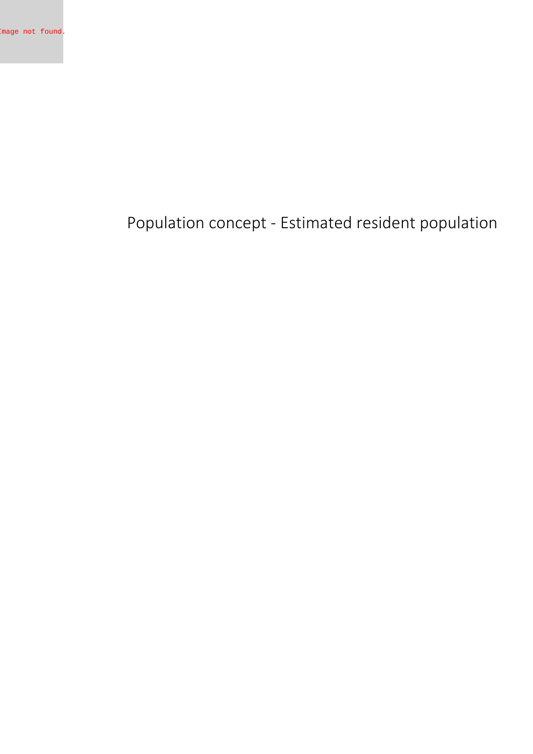Population concept - Estimated resident population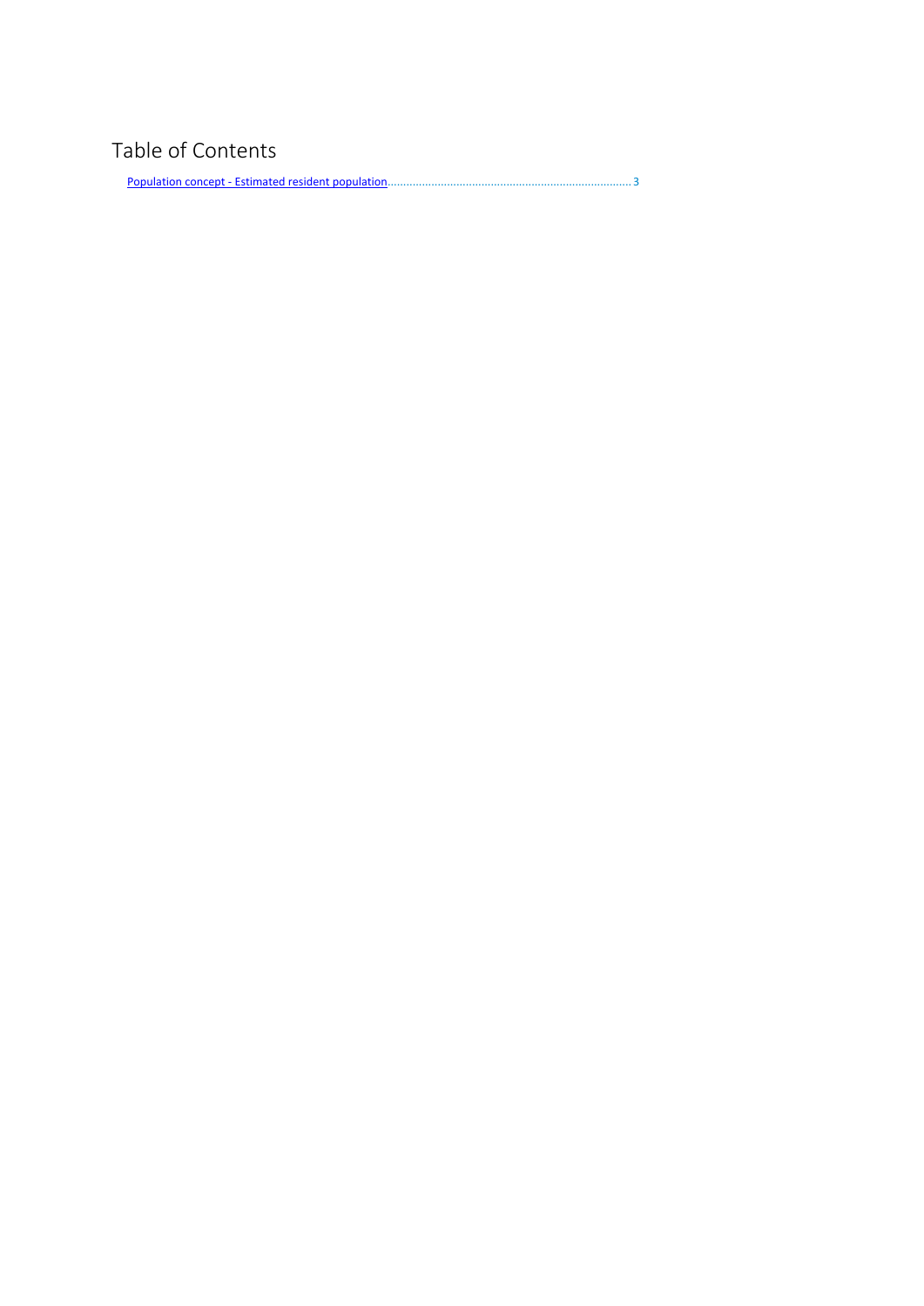# Table of Contents

Population concept - Estimated resident population ........................................................................ 3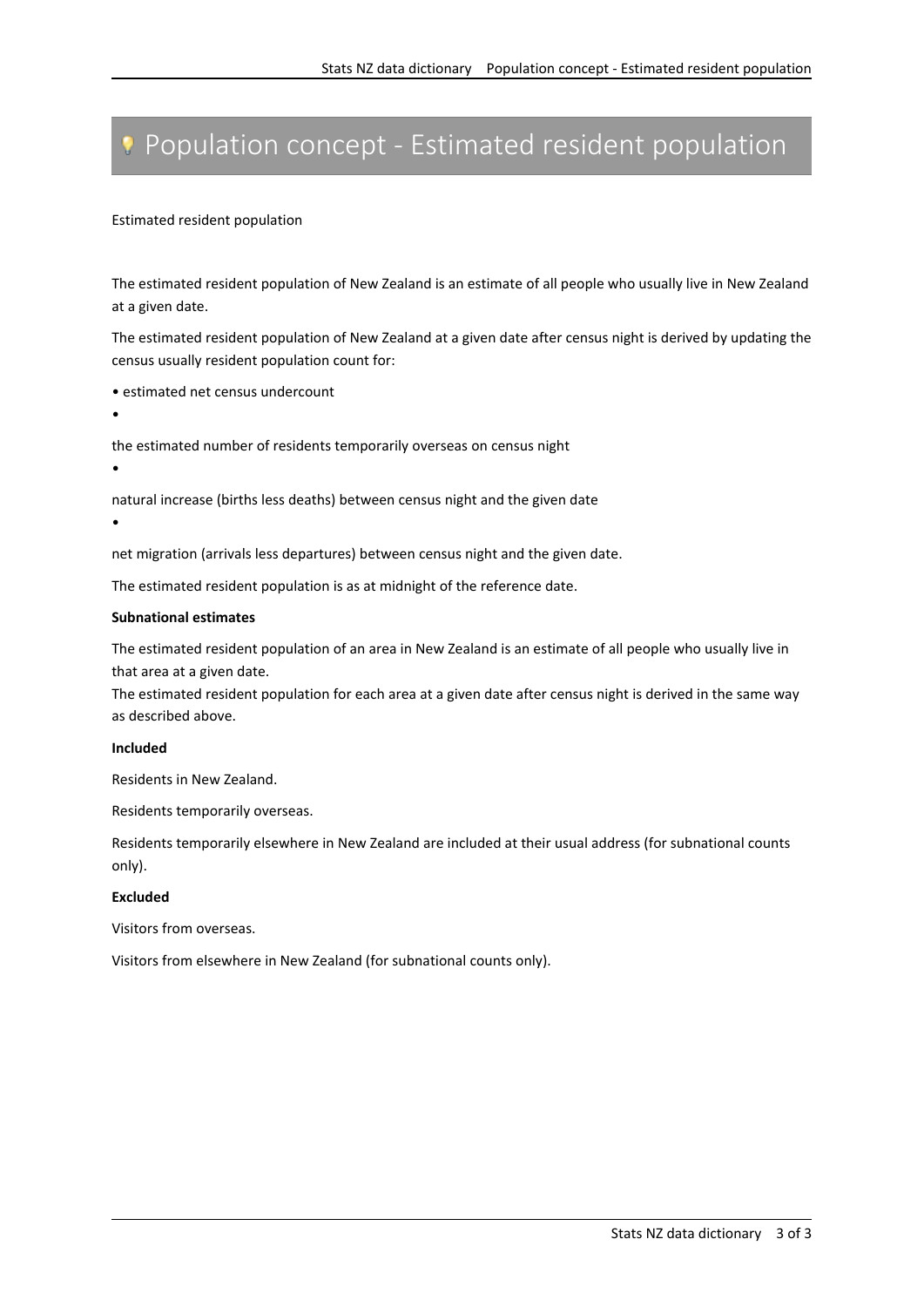# Population concept - Estimated resident population

Estimated resident population

The estimated resident population of New Zealand is an estimate of all people who usually live in New Zealand at a given date.

The estimated resident population of New Zealand at a given date after census night is derived by updating the census usually resident population count for:

- estimated net census undercount
- the estimated number of residents temporarily overseas on census night
- natural increase (births less deaths) between census night and the given date
- net migration (arrivals less departures) between census night and the given date.

The estimated resident population is as at midnight of the reference date.

**Subnational estimates**

The estimated resident population of an area in New Zealand is an estimate of all people who usually live in that area at a given date.
The estimated resident population for each area at a given date after census night is derived in the same way as described above.

**Included**

Residents in New Zealand.

Residents temporarily overseas.

Residents temporarily elsewhere in New Zealand are included at their usual address (for subnational counts only).

**Excluded**

Visitors from overseas.

Visitors from elsewhere in New Zealand (for subnational counts only).